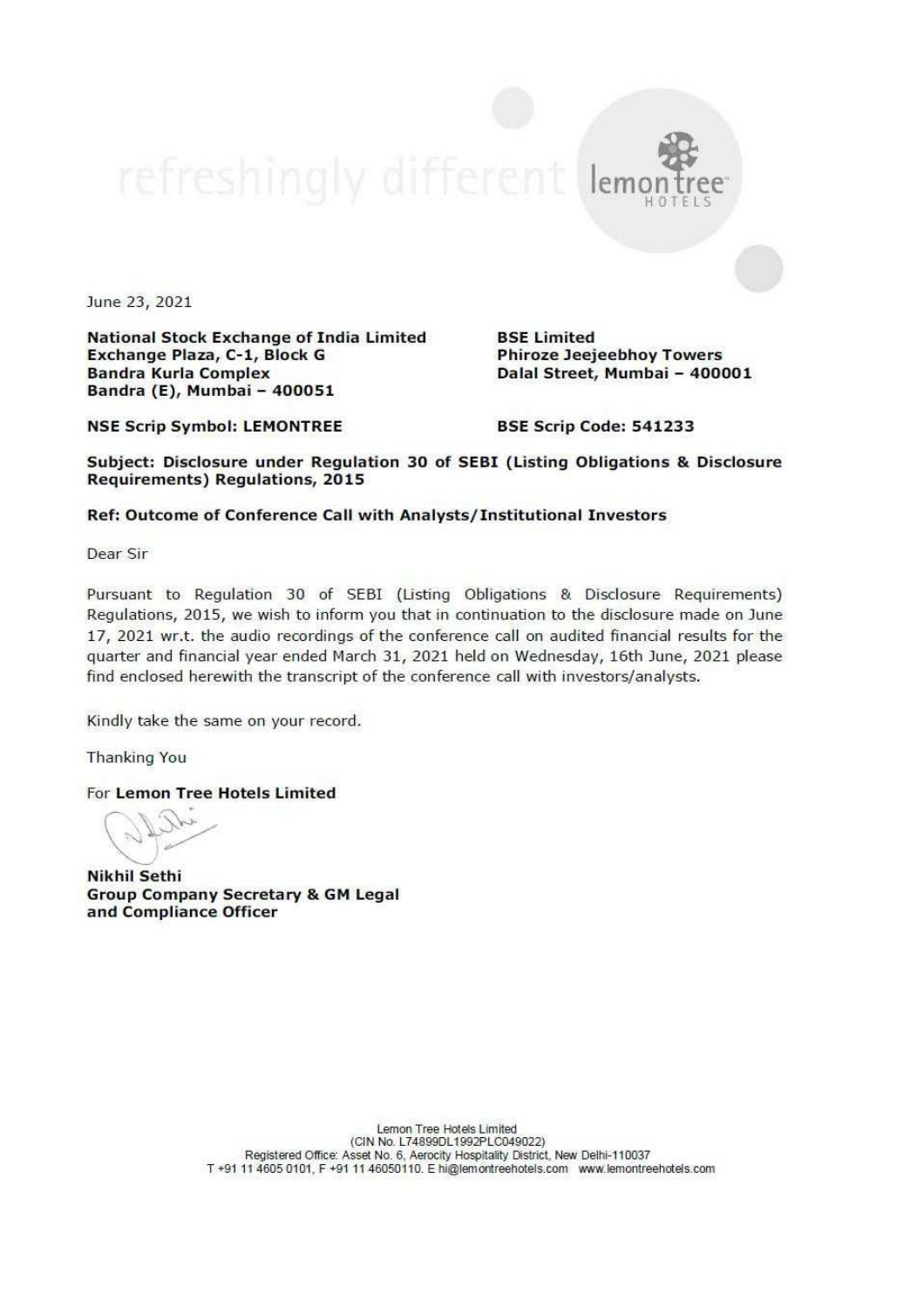refreshingly different lemon tree HOTELS

June 23, 2021

**National Stock Exchange of India Limited**
**Exchange Plaza, C-1, Block G**
**Bandra Kurla Complex**
**Bandra (E), Mumbai – 400051**

**BSE Limited**
**Phiroze Jeejeebhoy Towers**
**Dalal Street, Mumbai – 400001**

**NSE Scrip Symbol: LEMONTREE**

**BSE Scrip Code: 541233**

**Subject: Disclosure under Regulation 30 of SEBI (Listing Obligations & Disclosure Requirements) Regulations, 2015**

**Ref: Outcome of Conference Call with Analysts/Institutional Investors**

Dear Sir

Pursuant to Regulation 30 of SEBI (Listing Obligations & Disclosure Requirements) Regulations, 2015, we wish to inform you that in continuation to the disclosure made on June 17, 2021 wr.t. the audio recordings of the conference call on audited financial results for the quarter and financial year ended March 31, 2021 held on Wednesday, 16th June, 2021 please find enclosed herewith the transcript of the conference call with investors/analysts.

Kindly take the same on your record.

Thanking You

For **Lemon Tree Hotels Limited**

**Nikhil Sethi**
**Group Company Secretary & GM Legal and Compliance Officer**

Lemon Tree Hotels Limited
(CIN No. L74899DL1992PLC049022)
Registered Office: Asset No. 6, Aerocity Hospitality District, New Delhi-110037
T +91 11 4605 0101, F +91 11 46050110. E hi@lemontreehotels.com www.lemontreehotels.com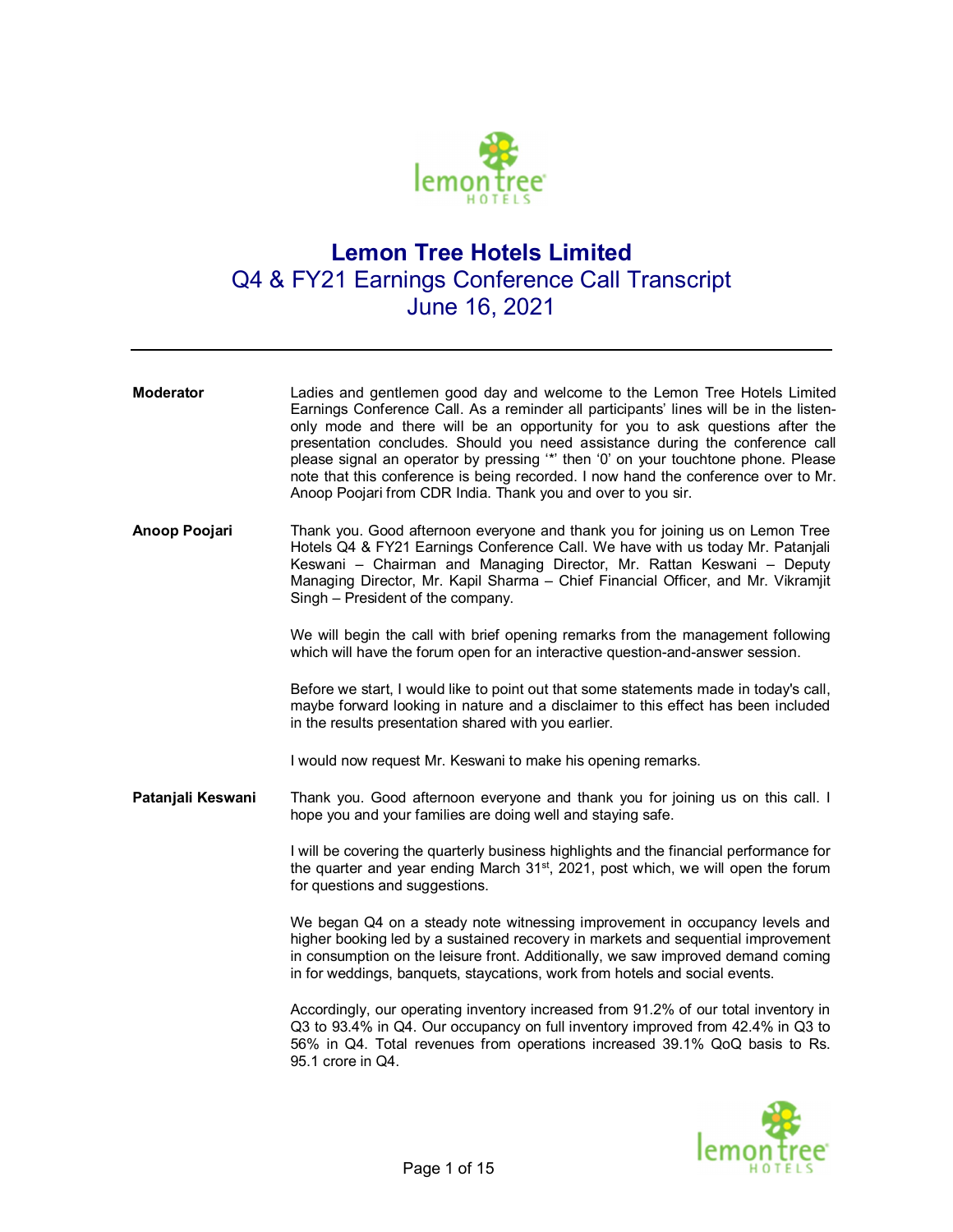# Lemon Tree Hotels Limited

## Q4 & FY21 Earnings Conference Call Transcript

## June 16, 2021

---

**Moderator**

Ladies and gentlemen good day and welcome to the Lemon Tree Hotels Limited Earnings Conference Call. As a reminder all participants' lines will be in the listen-only mode and there will be an opportunity for you to ask questions after the presentation concludes. Should you need assistance during the conference call please signal an operator by pressing '*' then '0' on your touchtone phone. Please note that this conference is being recorded. I now hand the conference over to Mr. Anoop Poojari from CDR India. Thank you and over to you sir.

**Anoop Poojari**

Thank you. Good afternoon everyone and thank you for joining us on Lemon Tree Hotels Q4 & FY21 Earnings Conference Call. We have with us today Mr. Patanjali Keswani – Chairman and Managing Director, Mr. Rattan Keswani – Deputy Managing Director, Mr. Kapil Sharma – Chief Financial Officer, and Mr. Vikramjit Singh – President of the company.

We will begin the call with brief opening remarks from the management following which will have the forum open for an interactive question-and-answer session.

Before we start, I would like to point out that some statements made in today's call, maybe forward looking in nature and a disclaimer to this effect has been included in the results presentation shared with you earlier.

I would now request Mr. Keswani to make his opening remarks.

**Patanjali Keswani**

Thank you. Good afternoon everyone and thank you for joining us on this call. I hope you and your families are doing well and staying safe.

I will be covering the quarterly business highlights and the financial performance for the quarter and year ending March 31st, 2021, post which, we will open the forum for questions and suggestions.

We began Q4 on a steady note witnessing improvement in occupancy levels and higher booking led by a sustained recovery in markets and sequential improvement in consumption on the leisure front. Additionally, we saw improved demand coming in for weddings, banquets, staycations, work from hotels and social events.

Accordingly, our operating inventory increased from 91.2% of our total inventory in Q3 to 93.4% in Q4. Our occupancy on full inventory improved from 42.4% in Q3 to 56% in Q4. Total revenues from operations increased 39.1% QoQ basis to Rs. 95.1 crore in Q4.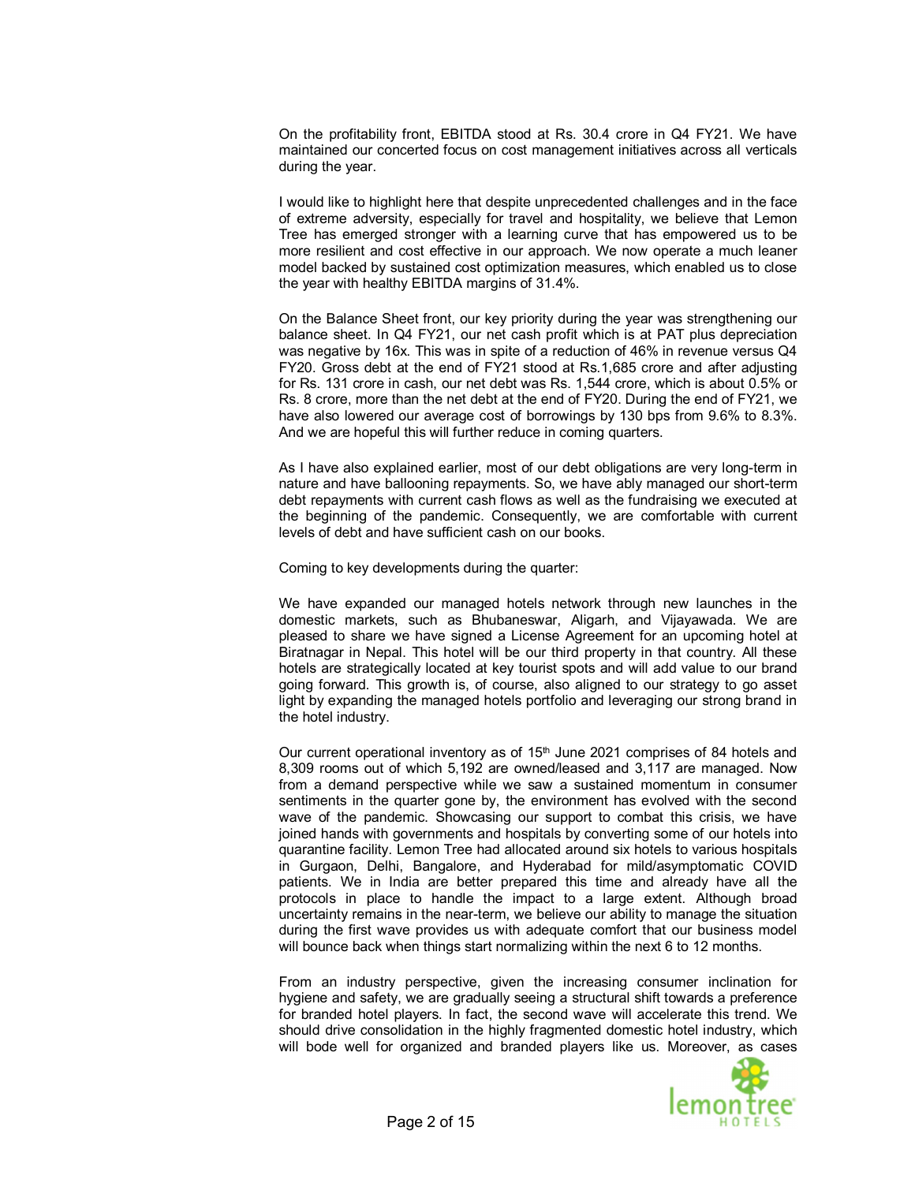On the profitability front, EBITDA stood at Rs. 30.4 crore in Q4 FY21. We have maintained our concerted focus on cost management initiatives across all verticals during the year.

I would like to highlight here that despite unprecedented challenges and in the face of extreme adversity, especially for travel and hospitality, we believe that Lemon Tree has emerged stronger with a learning curve that has empowered us to be more resilient and cost effective in our approach. We now operate a much leaner model backed by sustained cost optimization measures, which enabled us to close the year with healthy EBITDA margins of 31.4%.

On the Balance Sheet front, our key priority during the year was strengthening our balance sheet. In Q4 FY21, our net cash profit which is at PAT plus depreciation was negative by 16x. This was in spite of a reduction of 46% in revenue versus Q4 FY20. Gross debt at the end of FY21 stood at Rs.1,685 crore and after adjusting for Rs. 131 crore in cash, our net debt was Rs. 1,544 crore, which is about 0.5% or Rs. 8 crore, more than the net debt at the end of FY20. During the end of FY21, we have also lowered our average cost of borrowings by 130 bps from 9.6% to 8.3%. And we are hopeful this will further reduce in coming quarters.

As I have also explained earlier, most of our debt obligations are very long-term in nature and have ballooning repayments. So, we have ably managed our short-term debt repayments with current cash flows as well as the fundraising we executed at the beginning of the pandemic. Consequently, we are comfortable with current levels of debt and have sufficient cash on our books.

Coming to key developments during the quarter:

We have expanded our managed hotels network through new launches in the domestic markets, such as Bhubaneswar, Aligarh, and Vijayawada. We are pleased to share we have signed a License Agreement for an upcoming hotel at Biratnagar in Nepal. This hotel will be our third property in that country. All these hotels are strategically located at key tourist spots and will add value to our brand going forward. This growth is, of course, also aligned to our strategy to go asset light by expanding the managed hotels portfolio and leveraging our strong brand in the hotel industry.

Our current operational inventory as of 15th June 2021 comprises of 84 hotels and 8,309 rooms out of which 5,192 are owned/leased and 3,117 are managed. Now from a demand perspective while we saw a sustained momentum in consumer sentiments in the quarter gone by, the environment has evolved with the second wave of the pandemic. Showcasing our support to combat this crisis, we have joined hands with governments and hospitals by converting some of our hotels into quarantine facility. Lemon Tree had allocated around six hotels to various hospitals in Gurgaon, Delhi, Bangalore, and Hyderabad for mild/asymptomatic COVID patients. We in India are better prepared this time and already have all the protocols in place to handle the impact to a large extent. Although broad uncertainty remains in the near-term, we believe our ability to manage the situation during the first wave provides us with adequate comfort that our business model will bounce back when things start normalizing within the next 6 to 12 months.

From an industry perspective, given the increasing consumer inclination for hygiene and safety, we are gradually seeing a structural shift towards a preference for branded hotel players. In fact, the second wave will accelerate this trend. We should drive consolidation in the highly fragmented domestic hotel industry, which will bode well for organized and branded players like us. Moreover, as cases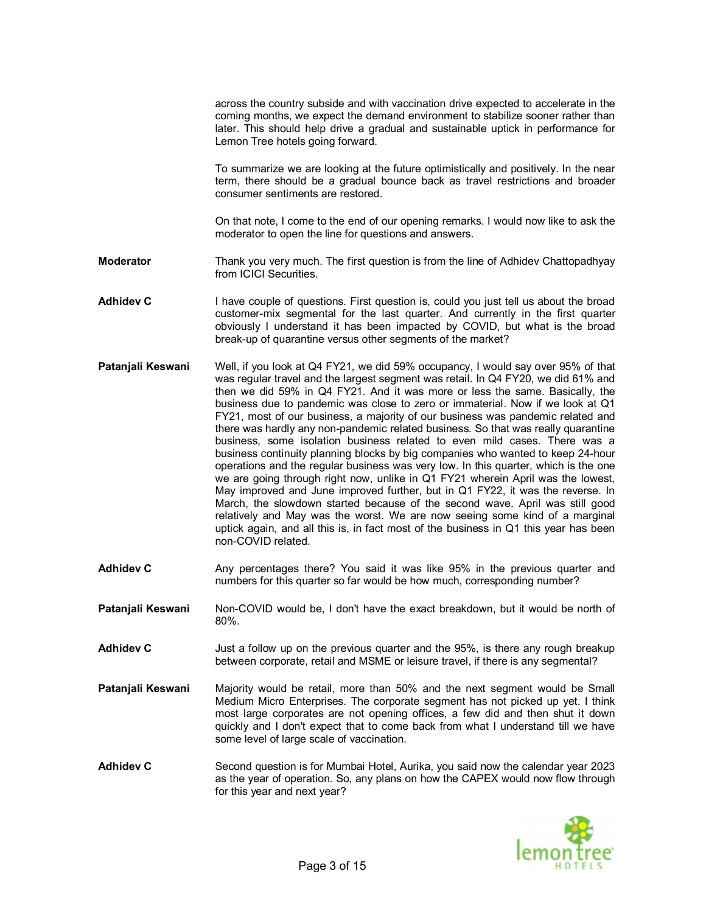across the country subside and with vaccination drive expected to accelerate in the coming months, we expect the demand environment to stabilize sooner rather than later. This should help drive a gradual and sustainable uptick in performance for Lemon Tree hotels going forward.

To summarize we are looking at the future optimistically and positively. In the near term, there should be a gradual bounce back as travel restrictions and broader consumer sentiments are restored.

On that note, I come to the end of our opening remarks. I would now like to ask the moderator to open the line for questions and answers.

**Moderator** Thank you very much. The first question is from the line of Adhidev Chattopadhyay from ICICI Securities.

**Adhidev C** I have couple of questions. First question is, could you just tell us about the broad customer-mix segmental for the last quarter. And currently in the first quarter obviously I understand it has been impacted by COVID, but what is the broad break-up of quarantine versus other segments of the market?

**Patanjali Keswani** Well, if you look at Q4 FY21, we did 59% occupancy, I would say over 95% of that was regular travel and the largest segment was retail. In Q4 FY20, we did 61% and then we did 59% in Q4 FY21. And it was more or less the same. Basically, the business due to pandemic was close to zero or immaterial. Now if we look at Q1 FY21, most of our business, a majority of our business was pandemic related and there was hardly any non-pandemic related business. So that was really quarantine business, some isolation business related to even mild cases. There was a business continuity planning blocks by big companies who wanted to keep 24-hour operations and the regular business was very low. In this quarter, which is the one we are going through right now, unlike in Q1 FY21 wherein April was the lowest, May improved and June improved further, but in Q1 FY22, it was the reverse. In March, the slowdown started because of the second wave. April was still good relatively and May was the worst. We are now seeing some kind of a marginal uptick again, and all this is, in fact most of the business in Q1 this year has been non-COVID related.

**Adhidev C** Any percentages there? You said it was like 95% in the previous quarter and numbers for this quarter so far would be how much, corresponding number?

**Patanjali Keswani** Non-COVID would be, I don't have the exact breakdown, but it would be north of 80%.

**Adhidev C** Just a follow up on the previous quarter and the 95%, is there any rough breakup between corporate, retail and MSME or leisure travel, if there is any segmental?

**Patanjali Keswani** Majority would be retail, more than 50% and the next segment would be Small Medium Micro Enterprises. The corporate segment has not picked up yet. I think most large corporates are not opening offices, a few did and then shut it down quickly and I don't expect that to come back from what I understand till we have some level of large scale of vaccination.

**Adhidev C** Second question is for Mumbai Hotel, Aurika, you said now the calendar year 2023 as the year of operation. So, any plans on how the CAPEX would now flow through for this year and next year?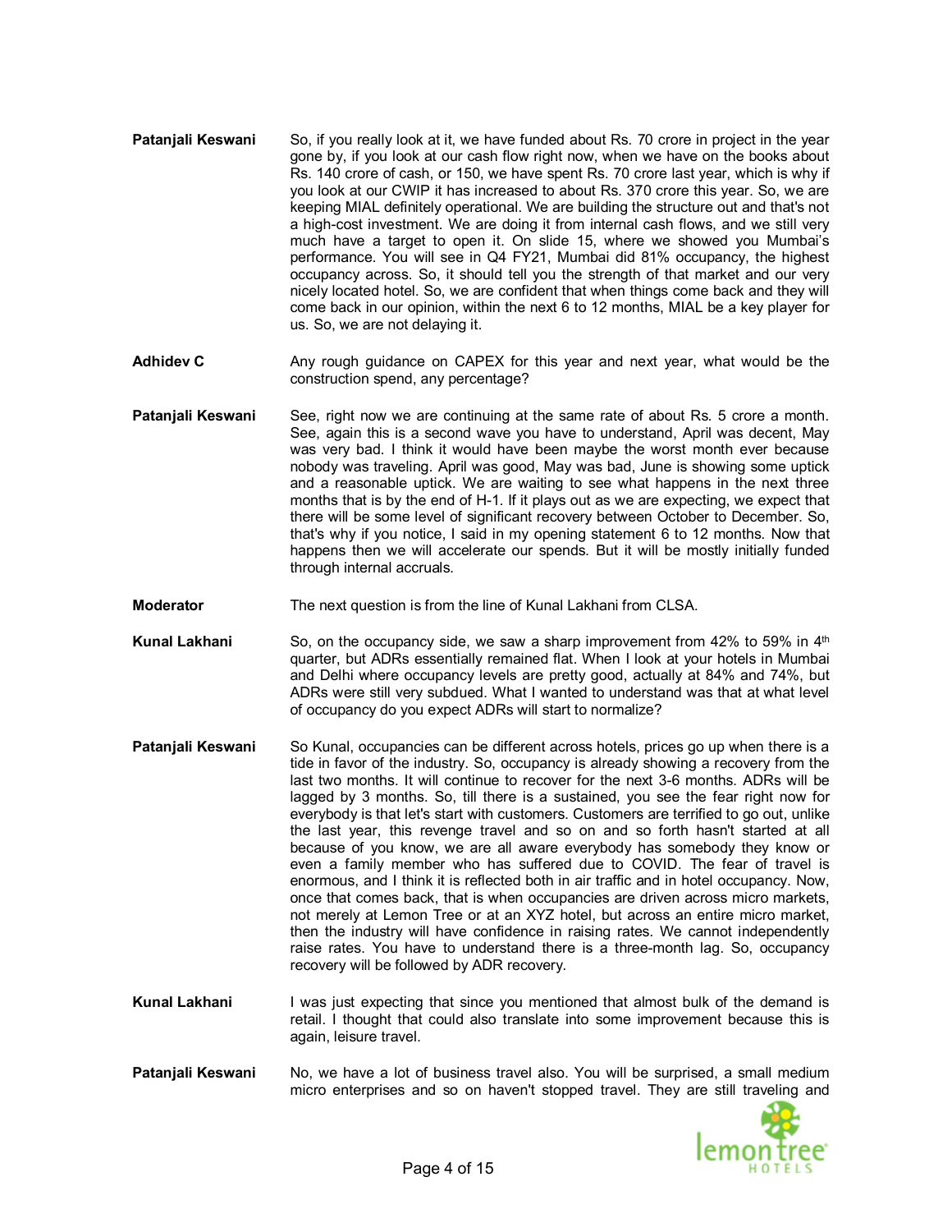**Patanjali Keswani** So, if you really look at it, we have funded about Rs. 70 crore in project in the year gone by, if you look at our cash flow right now, when we have on the books about Rs. 140 crore of cash, or 150, we have spent Rs. 70 crore last year, which is why if you look at our CWIP it has increased to about Rs. 370 crore this year. So, we are keeping MIAL definitely operational. We are building the structure out and that's not a high-cost investment. We are doing it from internal cash flows, and we still very much have a target to open it. On slide 15, where we showed you Mumbai's performance. You will see in Q4 FY21, Mumbai did 81% occupancy, the highest occupancy across. So, it should tell you the strength of that market and our very nicely located hotel. So, we are confident that when things come back and they will come back in our opinion, within the next 6 to 12 months, MIAL be a key player for us. So, we are not delaying it.

**Adhidev C** Any rough guidance on CAPEX for this year and next year, what would be the construction spend, any percentage?

**Patanjali Keswani** See, right now we are continuing at the same rate of about Rs. 5 crore a month. See, again this is a second wave you have to understand, April was decent, May was very bad. I think it would have been maybe the worst month ever because nobody was traveling. April was good, May was bad, June is showing some uptick and a reasonable uptick. We are waiting to see what happens in the next three months that is by the end of H-1. If it plays out as we are expecting, we expect that there will be some level of significant recovery between October to December. So, that's why if you notice, I said in my opening statement 6 to 12 months. Now that happens then we will accelerate our spends. But it will be mostly initially funded through internal accruals.

**Moderator** The next question is from the line of Kunal Lakhani from CLSA.

**Kunal Lakhani** So, on the occupancy side, we saw a sharp improvement from 42% to 59% in 4th quarter, but ADRs essentially remained flat. When I look at your hotels in Mumbai and Delhi where occupancy levels are pretty good, actually at 84% and 74%, but ADRs were still very subdued. What I wanted to understand was that at what level of occupancy do you expect ADRs will start to normalize?

**Patanjali Keswani** So Kunal, occupancies can be different across hotels, prices go up when there is a tide in favor of the industry. So, occupancy is already showing a recovery from the last two months. It will continue to recover for the next 3-6 months. ADRs will be lagged by 3 months. So, till there is a sustained, you see the fear right now for everybody is that let's start with customers. Customers are terrified to go out, unlike the last year, this revenge travel and so on and so forth hasn't started at all because of you know, we are all aware everybody has somebody they know or even a family member who has suffered due to COVID. The fear of travel is enormous, and I think it is reflected both in air traffic and in hotel occupancy. Now, once that comes back, that is when occupancies are driven across micro markets, not merely at Lemon Tree or at an XYZ hotel, but across an entire micro market, then the industry will have confidence in raising rates. We cannot independently raise rates. You have to understand there is a three-month lag. So, occupancy recovery will be followed by ADR recovery.

**Kunal Lakhani** I was just expecting that since you mentioned that almost bulk of the demand is retail. I thought that could also translate into some improvement because this is again, leisure travel.

**Patanjali Keswani** No, we have a lot of business travel also. You will be surprised, a small medium micro enterprises and so on haven't stopped travel. They are still traveling and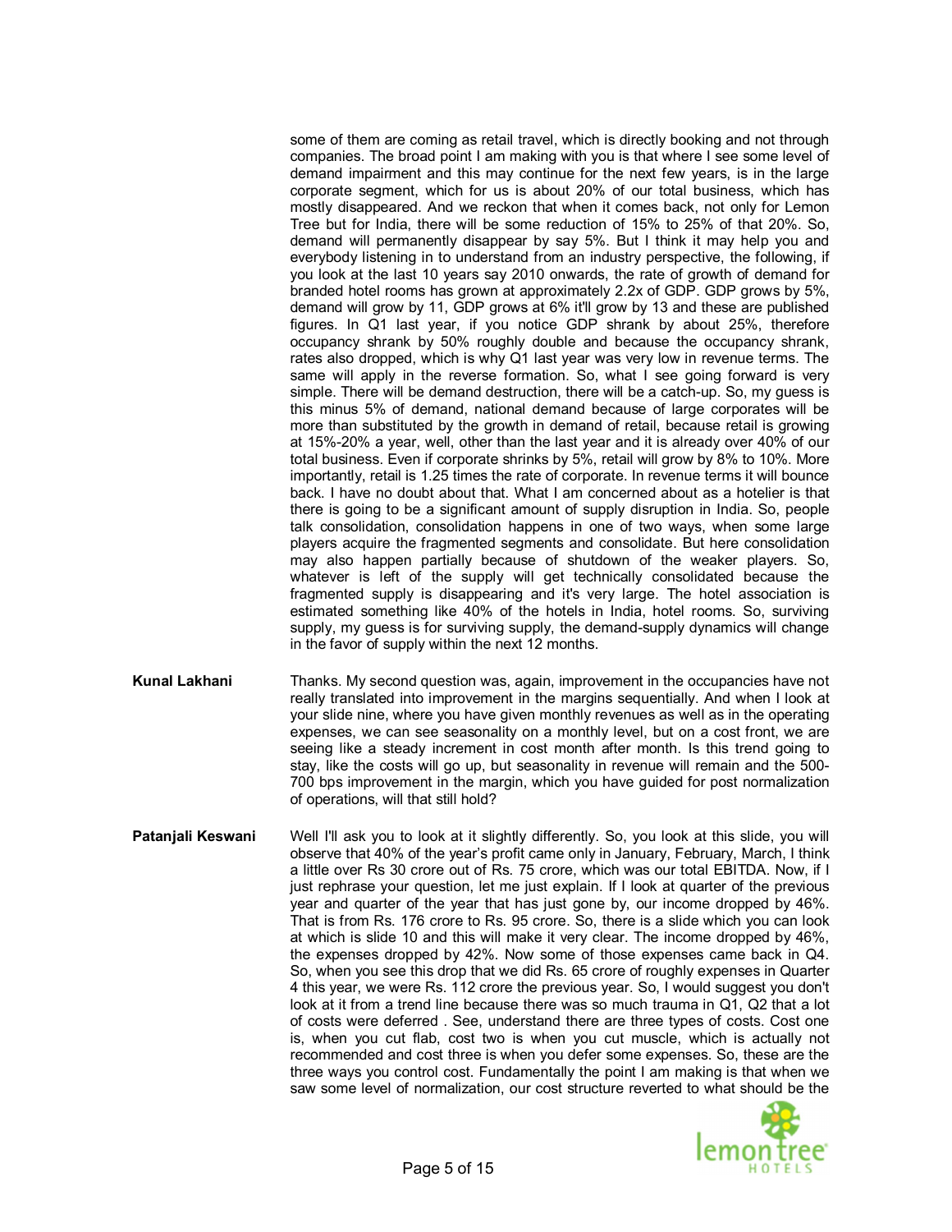some of them are coming as retail travel, which is directly booking and not through companies. The broad point I am making with you is that where I see some level of demand impairment and this may continue for the next few years, is in the large corporate segment, which for us is about 20% of our total business, which has mostly disappeared. And we reckon that when it comes back, not only for Lemon Tree but for India, there will be some reduction of 15% to 25% of that 20%. So, demand will permanently disappear by say 5%. But I think it may help you and everybody listening in to understand from an industry perspective, the following, if you look at the last 10 years say 2010 onwards, the rate of growth of demand for branded hotel rooms has grown at approximately 2.2x of GDP. GDP grows by 5%, demand will grow by 11, GDP grows at 6% it'll grow by 13 and these are published figures. In Q1 last year, if you notice GDP shrank by about 25%, therefore occupancy shrank by 50% roughly double and because the occupancy shrank, rates also dropped, which is why Q1 last year was very low in revenue terms. The same will apply in the reverse formation. So, what I see going forward is very simple. There will be demand destruction, there will be a catch-up. So, my guess is this minus 5% of demand, national demand because of large corporates will be more than substituted by the growth in demand of retail, because retail is growing at 15%-20% a year, well, other than the last year and it is already over 40% of our total business. Even if corporate shrinks by 5%, retail will grow by 8% to 10%. More importantly, retail is 1.25 times the rate of corporate. In revenue terms it will bounce back. I have no doubt about that. What I am concerned about as a hotelier is that there is going to be a significant amount of supply disruption in India. So, people talk consolidation, consolidation happens in one of two ways, when some large players acquire the fragmented segments and consolidate. But here consolidation may also happen partially because of shutdown of the weaker players. So, whatever is left of the supply will get technically consolidated because the fragmented supply is disappearing and it's very large. The hotel association is estimated something like 40% of the hotels in India, hotel rooms. So, surviving supply, my guess is for surviving supply, the demand-supply dynamics will change in the favor of supply within the next 12 months.

**Kunal Lakhani**: Thanks. My second question was, again, improvement in the occupancies have not really translated into improvement in the margins sequentially. And when I look at your slide nine, where you have given monthly revenues as well as in the operating expenses, we can see seasonality on a monthly level, but on a cost front, we are seeing like a steady increment in cost month after month. Is this trend going to stay, like the costs will go up, but seasonality in revenue will remain and the 500-700 bps improvement in the margin, which you have guided for post normalization of operations, will that still hold?

**Patanjali Keswani**: Well I'll ask you to look at it slightly differently. So, you look at this slide, you will observe that 40% of the year's profit came only in January, February, March, I think a little over Rs 30 crore out of Rs. 75 crore, which was our total EBITDA. Now, if I just rephrase your question, let me just explain. If I look at quarter of the previous year and quarter of the year that has just gone by, our income dropped by 46%. That is from Rs. 176 crore to Rs. 95 crore. So, there is a slide which you can look at which is slide 10 and this will make it very clear. The income dropped by 46%, the expenses dropped by 42%. Now some of those expenses came back in Q4. So, when you see this drop that we did Rs. 65 crore of roughly expenses in Quarter 4 this year, we were Rs. 112 crore the previous year. So, I would suggest you don't look at it from a trend line because there was so much trauma in Q1, Q2 that a lot of costs were deferred . See, understand there are three types of costs. Cost one is, when you cut flab, cost two is when you cut muscle, which is actually not recommended and cost three is when you defer some expenses. So, these are the three ways you control cost. Fundamentally the point I am making is that when we saw some level of normalization, our cost structure reverted to what should be the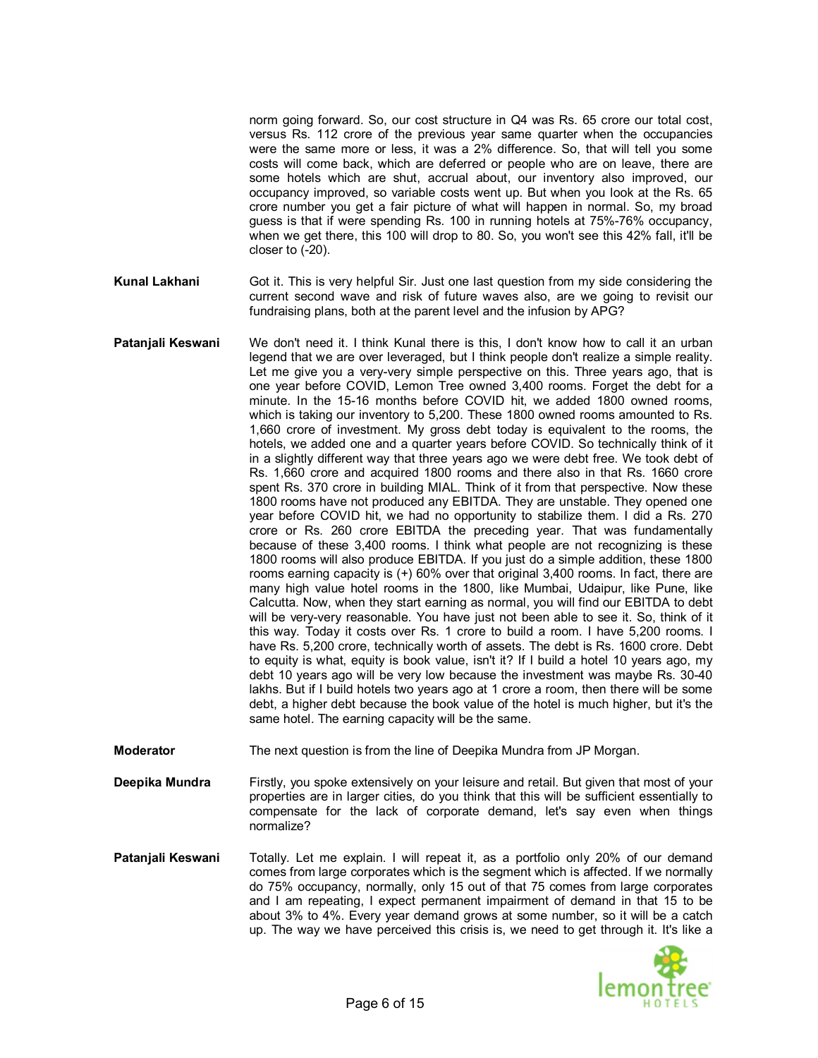norm going forward. So, our cost structure in Q4 was Rs. 65 crore our total cost, versus Rs. 112 crore of the previous year same quarter when the occupancies were the same more or less, it was a 2% difference. So, that will tell you some costs will come back, which are deferred or people who are on leave, there are some hotels which are shut, accrual about, our inventory also improved, our occupancy improved, so variable costs went up. But when you look at the Rs. 65 crore number you get a fair picture of what will happen in normal. So, my broad guess is that if were spending Rs. 100 in running hotels at 75%-76% occupancy, when we get there, this 100 will drop to 80. So, you won't see this 42% fall, it'll be closer to (-20).

**Kunal Lakhani** Got it. This is very helpful Sir. Just one last question from my side considering the current second wave and risk of future waves also, are we going to revisit our fundraising plans, both at the parent level and the infusion by APG?

**Patanjali Keswani** We don't need it. I think Kunal there is this, I don't know how to call it an urban legend that we are over leveraged, but I think people don't realize a simple reality. Let me give you a very-very simple perspective on this. Three years ago, that is one year before COVID, Lemon Tree owned 3,400 rooms. Forget the debt for a minute. In the 15-16 months before COVID hit, we added 1800 owned rooms, which is taking our inventory to 5,200. These 1800 owned rooms amounted to Rs. 1,660 crore of investment. My gross debt today is equivalent to the rooms, the hotels, we added one and a quarter years before COVID. So technically think of it in a slightly different way that three years ago we were debt free. We took debt of Rs. 1,660 crore and acquired 1800 rooms and there also in that Rs. 1660 crore spent Rs. 370 crore in building MIAL. Think of it from that perspective. Now these 1800 rooms have not produced any EBITDA. They are unstable. They opened one year before COVID hit, we had no opportunity to stabilize them. I did a Rs. 270 crore or Rs. 260 crore EBITDA the preceding year. That was fundamentally because of these 3,400 rooms. I think what people are not recognizing is these 1800 rooms will also produce EBITDA. If you just do a simple addition, these 1800 rooms earning capacity is (+) 60% over that original 3,400 rooms. In fact, there are many high value hotel rooms in the 1800, like Mumbai, Udaipur, like Pune, like Calcutta. Now, when they start earning as normal, you will find our EBITDA to debt will be very-very reasonable. You have just not been able to see it. So, think of it this way. Today it costs over Rs. 1 crore to build a room. I have 5,200 rooms. I have Rs. 5,200 crore, technically worth of assets. The debt is Rs. 1600 crore. Debt to equity is what, equity is book value, isn't it? If I build a hotel 10 years ago, my debt 10 years ago will be very low because the investment was maybe Rs. 30-40 lakhs. But if I build hotels two years ago at 1 crore a room, then there will be some debt, a higher debt because the book value of the hotel is much higher, but it's the same hotel. The earning capacity will be the same.

**Moderator** The next question is from the line of Deepika Mundra from JP Morgan.

**Deepika Mundra** Firstly, you spoke extensively on your leisure and retail. But given that most of your properties are in larger cities, do you think that this will be sufficient essentially to compensate for the lack of corporate demand, let's say even when things normalize?

**Patanjali Keswani** Totally. Let me explain. I will repeat it, as a portfolio only 20% of our demand comes from large corporates which is the segment which is affected. If we normally do 75% occupancy, normally, only 15 out of that 75 comes from large corporates and I am repeating, I expect permanent impairment of demand in that 15 to be about 3% to 4%. Every year demand grows at some number, so it will be a catch up. The way we have perceived this crisis is, we need to get through it. It's like a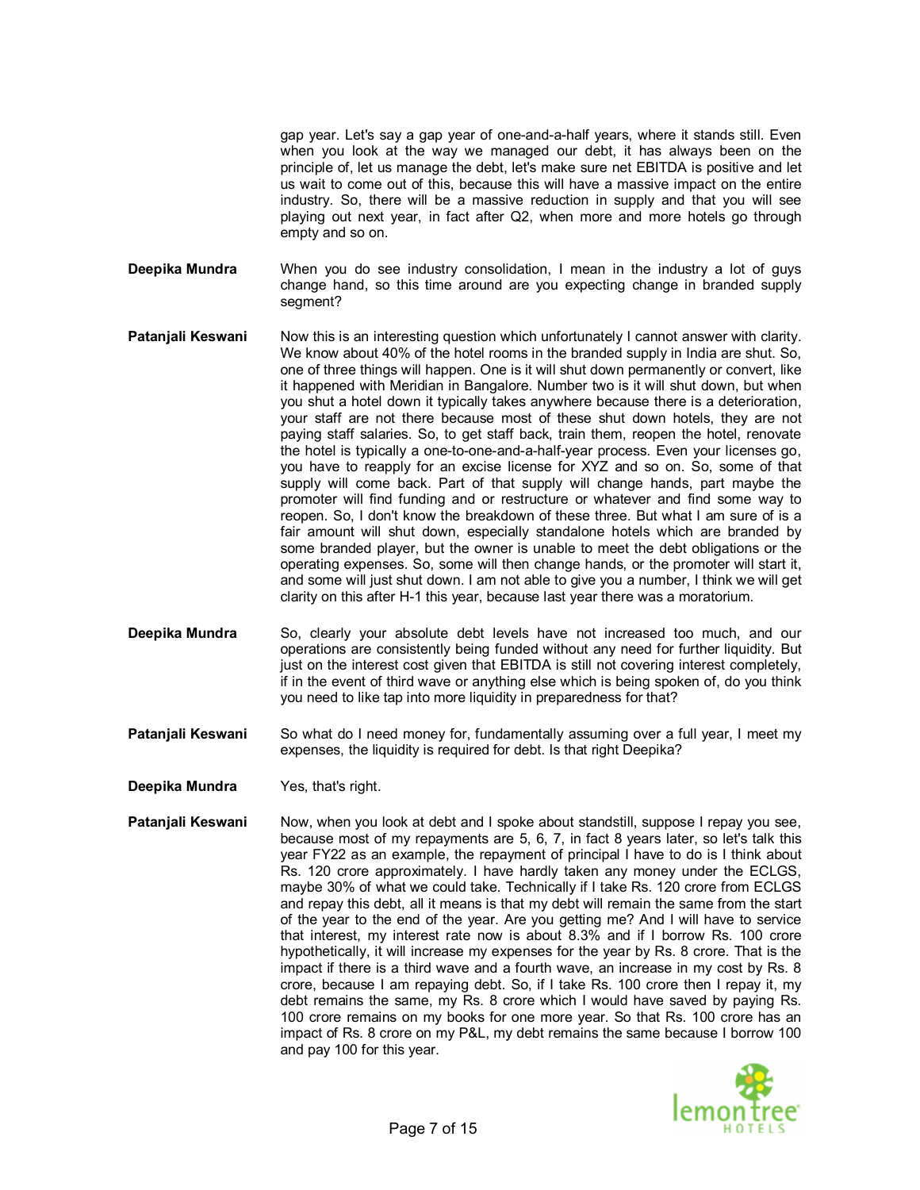gap year. Let's say a gap year of one-and-a-half years, where it stands still. Even when you look at the way we managed our debt, it has always been on the principle of, let us manage the debt, let's make sure net EBITDA is positive and let us wait to come out of this, because this will have a massive impact on the entire industry. So, there will be a massive reduction in supply and that you will see playing out next year, in fact after Q2, when more and more hotels go through empty and so on.

**Deepika Mundra** When you do see industry consolidation, I mean in the industry a lot of guys change hand, so this time around are you expecting change in branded supply segment?

**Patanjali Keswani** Now this is an interesting question which unfortunately I cannot answer with clarity. We know about 40% of the hotel rooms in the branded supply in India are shut. So, one of three things will happen. One is it will shut down permanently or convert, like it happened with Meridian in Bangalore. Number two is it will shut down, but when you shut a hotel down it typically takes anywhere because there is a deterioration, your staff are not there because most of these shut down hotels, they are not paying staff salaries. So, to get staff back, train them, reopen the hotel, renovate the hotel is typically a one-to-one-and-a-half-year process. Even your licenses go, you have to reapply for an excise license for XYZ and so on. So, some of that supply will come back. Part of that supply will change hands, part maybe the promoter will find funding and or restructure or whatever and find some way to reopen. So, I don't know the breakdown of these three. But what I am sure of is a fair amount will shut down, especially standalone hotels which are branded by some branded player, but the owner is unable to meet the debt obligations or the operating expenses. So, some will then change hands, or the promoter will start it, and some will just shut down. I am not able to give you a number, I think we will get clarity on this after H-1 this year, because last year there was a moratorium.

**Deepika Mundra** So, clearly your absolute debt levels have not increased too much, and our operations are consistently being funded without any need for further liquidity. But just on the interest cost given that EBITDA is still not covering interest completely, if in the event of third wave or anything else which is being spoken of, do you think you need to like tap into more liquidity in preparedness for that?

**Patanjali Keswani** So what do I need money for, fundamentally assuming over a full year, I meet my expenses, the liquidity is required for debt. Is that right Deepika?

**Deepika Mundra** Yes, that's right.

**Patanjali Keswani** Now, when you look at debt and I spoke about standstill, suppose I repay you see, because most of my repayments are 5, 6, 7, in fact 8 years later, so let's talk this year FY22 as an example, the repayment of principal I have to do is I think about Rs. 120 crore approximately. I have hardly taken any money under the ECLGS, maybe 30% of what we could take. Technically if I take Rs. 120 crore from ECLGS and repay this debt, all it means is that my debt will remain the same from the start of the year to the end of the year. Are you getting me? And I will have to service that interest, my interest rate now is about 8.3% and if I borrow Rs. 100 crore hypothetically, it will increase my expenses for the year by Rs. 8 crore. That is the impact if there is a third wave and a fourth wave, an increase in my cost by Rs. 8 crore, because I am repaying debt. So, if I take Rs. 100 crore then I repay it, my debt remains the same, my Rs. 8 crore which I would have saved by paying Rs. 100 crore remains on my books for one more year. So that Rs. 100 crore has an impact of Rs. 8 crore on my P&L, my debt remains the same because I borrow 100 and pay 100 for this year.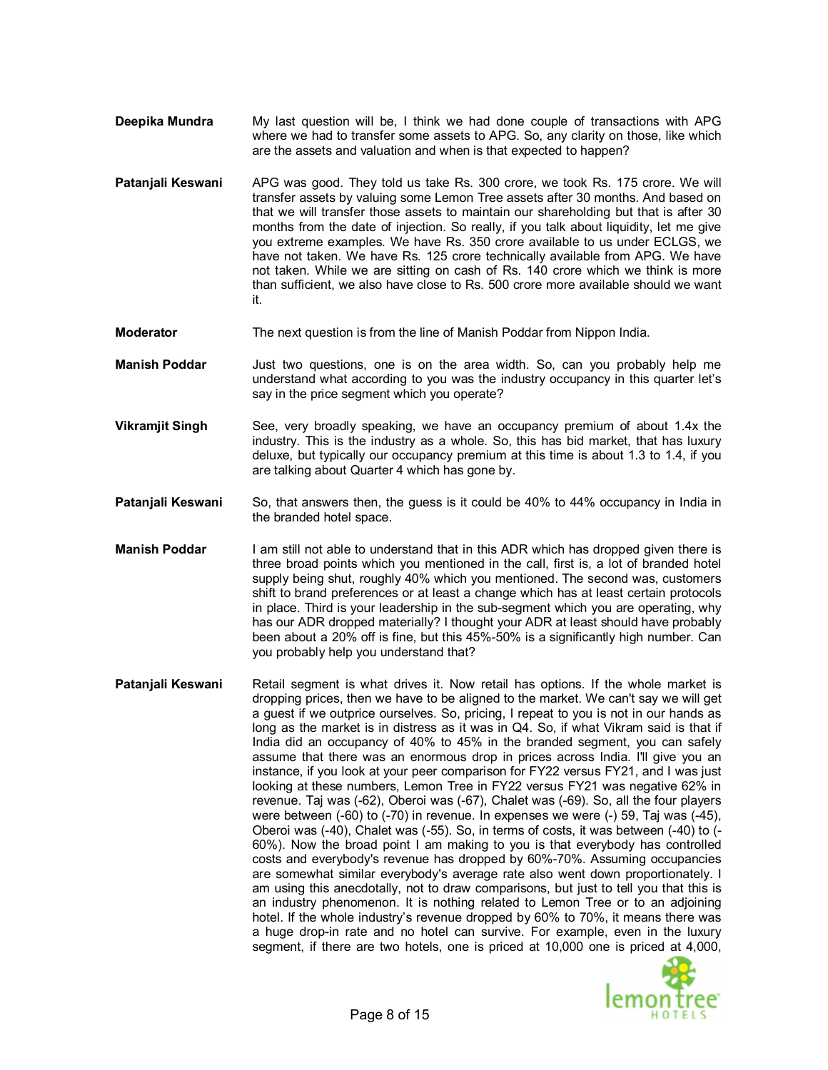**Deepika Mundra** My last question will be, I think we had done couple of transactions with APG where we had to transfer some assets to APG. So, any clarity on those, like which are the assets and valuation and when is that expected to happen?

**Patanjali Keswani** APG was good. They told us take Rs. 300 crore, we took Rs. 175 crore. We will transfer assets by valuing some Lemon Tree assets after 30 months. And based on that we will transfer those assets to maintain our shareholding but that is after 30 months from the date of injection. So really, if you talk about liquidity, let me give you extreme examples. We have Rs. 350 crore available to us under ECLGS, we have not taken. We have Rs. 125 crore technically available from APG. We have not taken. While we are sitting on cash of Rs. 140 crore which we think is more than sufficient, we also have close to Rs. 500 crore more available should we want it.

**Moderator** The next question is from the line of Manish Poddar from Nippon India.

**Manish Poddar** Just two questions, one is on the area width. So, can you probably help me understand what according to you was the industry occupancy in this quarter let's say in the price segment which you operate?

**Vikramjit Singh** See, very broadly speaking, we have an occupancy premium of about 1.4x the industry. This is the industry as a whole. So, this has bid market, that has luxury deluxe, but typically our occupancy premium at this time is about 1.3 to 1.4, if you are talking about Quarter 4 which has gone by.

**Patanjali Keswani** So, that answers then, the guess is it could be 40% to 44% occupancy in India in the branded hotel space.

**Manish Poddar** I am still not able to understand that in this ADR which has dropped given there is three broad points which you mentioned in the call, first is, a lot of branded hotel supply being shut, roughly 40% which you mentioned. The second was, customers shift to brand preferences or at least a change which has at least certain protocols in place. Third is your leadership in the sub-segment which you are operating, why has our ADR dropped materially? I thought your ADR at least should have probably been about a 20% off is fine, but this 45%-50% is a significantly high number. Can you probably help you understand that?

**Patanjali Keswani** Retail segment is what drives it. Now retail has options. If the whole market is dropping prices, then we have to be aligned to the market. We can't say we will get a guest if we outprice ourselves. So, pricing, I repeat to you is not in our hands as long as the market is in distress as it was in Q4. So, if what Vikram said is that if India did an occupancy of 40% to 45% in the branded segment, you can safely assume that there was an enormous drop in prices across India. I'll give you an instance, if you look at your peer comparison for FY22 versus FY21, and I was just looking at these numbers, Lemon Tree in FY22 versus FY21 was negative 62% in revenue. Taj was (-62), Oberoi was (-67), Chalet was (-69). So, all the four players were between (-60) to (-70) in revenue. In expenses we were (-) 59, Taj was (-45), Oberoi was (-40), Chalet was (-55). So, in terms of costs, it was between (-40) to (-60%). Now the broad point I am making to you is that everybody has controlled costs and everybody's revenue has dropped by 60%-70%. Assuming occupancies are somewhat similar everybody's average rate also went down proportionately. I am using this anecdotally, not to draw comparisons, but just to tell you that this is an industry phenomenon. It is nothing related to Lemon Tree or to an adjoining hotel. If the whole industry's revenue dropped by 60% to 70%, it means there was a huge drop-in rate and no hotel can survive. For example, even in the luxury segment, if there are two hotels, one is priced at 10,000 one is priced at 4,000,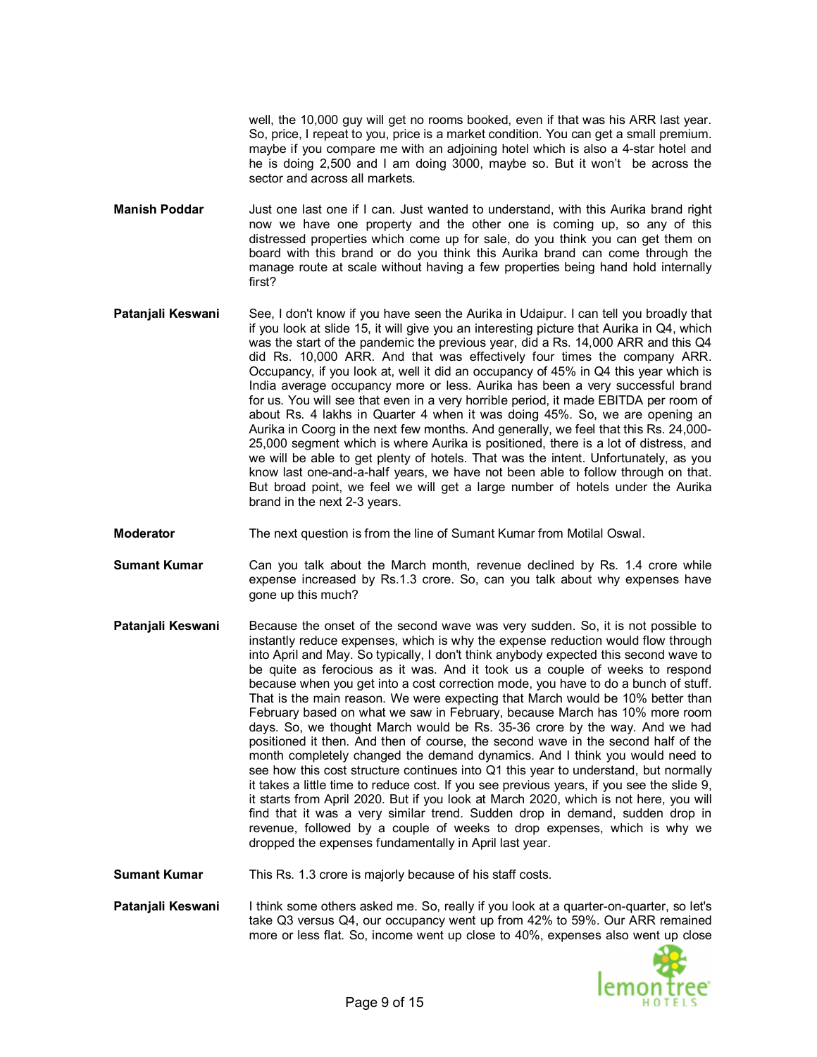well, the 10,000 guy will get no rooms booked, even if that was his ARR last year. So, price, I repeat to you, price is a market condition. You can get a small premium. maybe if you compare me with an adjoining hotel which is also a 4-star hotel and he is doing 2,500 and I am doing 3000, maybe so. But it won't be across the sector and across all markets.

**Manish Poddar** Just one last one if I can. Just wanted to understand, with this Aurika brand right now we have one property and the other one is coming up, so any of this distressed properties which come up for sale, do you think you can get them on board with this brand or do you think this Aurika brand can come through the manage route at scale without having a few properties being hand hold internally first?

**Patanjali Keswani** See, I don't know if you have seen the Aurika in Udaipur. I can tell you broadly that if you look at slide 15, it will give you an interesting picture that Aurika in Q4, which was the start of the pandemic the previous year, did a Rs. 14,000 ARR and this Q4 did Rs. 10,000 ARR. And that was effectively four times the company ARR. Occupancy, if you look at, well it did an occupancy of 45% in Q4 this year which is India average occupancy more or less. Aurika has been a very successful brand for us. You will see that even in a very horrible period, it made EBITDA per room of about Rs. 4 lakhs in Quarter 4 when it was doing 45%. So, we are opening an Aurika in Coorg in the next few months. And generally, we feel that this Rs. 24,000-25,000 segment which is where Aurika is positioned, there is a lot of distress, and we will be able to get plenty of hotels. That was the intent. Unfortunately, as you know last one-and-a-half years, we have not been able to follow through on that. But broad point, we feel we will get a large number of hotels under the Aurika brand in the next 2-3 years.

**Moderator** The next question is from the line of Sumant Kumar from Motilal Oswal.

**Sumant Kumar** Can you talk about the March month, revenue declined by Rs. 1.4 crore while expense increased by Rs.1.3 crore. So, can you talk about why expenses have gone up this much?

**Patanjali Keswani** Because the onset of the second wave was very sudden. So, it is not possible to instantly reduce expenses, which is why the expense reduction would flow through into April and May. So typically, I don't think anybody expected this second wave to be quite as ferocious as it was. And it took us a couple of weeks to respond because when you get into a cost correction mode, you have to do a bunch of stuff. That is the main reason. We were expecting that March would be 10% better than February based on what we saw in February, because March has 10% more room days. So, we thought March would be Rs. 35-36 crore by the way. And we had positioned it then. And then of course, the second wave in the second half of the month completely changed the demand dynamics. And I think you would need to see how this cost structure continues into Q1 this year to understand, but normally it takes a little time to reduce cost. If you see previous years, if you see the slide 9, it starts from April 2020. But if you look at March 2020, which is not here, you will find that it was a very similar trend. Sudden drop in demand, sudden drop in revenue, followed by a couple of weeks to drop expenses, which is why we dropped the expenses fundamentally in April last year.

**Sumant Kumar** This Rs. 1.3 crore is majorly because of his staff costs.

**Patanjali Keswani** I think some others asked me. So, really if you look at a quarter-on-quarter, so let's take Q3 versus Q4, our occupancy went up from 42% to 59%. Our ARR remained more or less flat. So, income went up close to 40%, expenses also went up close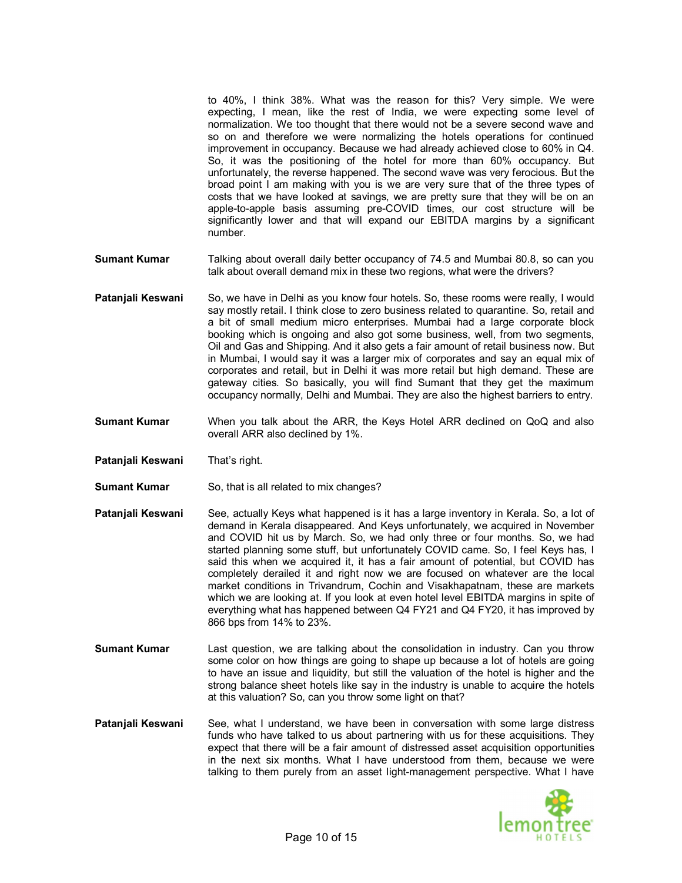to 40%, I think 38%. What was the reason for this? Very simple. We were expecting, I mean, like the rest of India, we were expecting some level of normalization. We too thought that there would not be a severe second wave and so on and therefore we were normalizing the hotels operations for continued improvement in occupancy. Because we had already achieved close to 60% in Q4. So, it was the positioning of the hotel for more than 60% occupancy. But unfortunately, the reverse happened. The second wave was very ferocious. But the broad point I am making with you is we are very sure that of the three types of costs that we have looked at savings, we are pretty sure that they will be on an apple-to-apple basis assuming pre-COVID times, our cost structure will be significantly lower and that will expand our EBITDA margins by a significant number.

**Sumant Kumar** Talking about overall daily better occupancy of 74.5 and Mumbai 80.8, so can you talk about overall demand mix in these two regions, what were the drivers?

**Patanjali Keswani** So, we have in Delhi as you know four hotels. So, these rooms were really, I would say mostly retail. I think close to zero business related to quarantine. So, retail and a bit of small medium micro enterprises. Mumbai had a large corporate block booking which is ongoing and also got some business, well, from two segments, Oil and Gas and Shipping. And it also gets a fair amount of retail business now. But in Mumbai, I would say it was a larger mix of corporates and say an equal mix of corporates and retail, but in Delhi it was more retail but high demand. These are gateway cities. So basically, you will find Sumant that they get the maximum occupancy normally, Delhi and Mumbai. They are also the highest barriers to entry.

**Sumant Kumar** When you talk about the ARR, the Keys Hotel ARR declined on QoQ and also overall ARR also declined by 1%.

**Patanjali Keswani** That's right.

**Sumant Kumar** So, that is all related to mix changes?

**Patanjali Keswani** See, actually Keys what happened is it has a large inventory in Kerala. So, a lot of demand in Kerala disappeared. And Keys unfortunately, we acquired in November and COVID hit us by March. So, we had only three or four months. So, we had started planning some stuff, but unfortunately COVID came. So, I feel Keys has, I said this when we acquired it, it has a fair amount of potential, but COVID has completely derailed it and right now we are focused on whatever are the local market conditions in Trivandrum, Cochin and Visakhapatnam, these are markets which we are looking at. If you look at even hotel level EBITDA margins in spite of everything what has happened between Q4 FY21 and Q4 FY20, it has improved by 866 bps from 14% to 23%.

**Sumant Kumar** Last question, we are talking about the consolidation in industry. Can you throw some color on how things are going to shape up because a lot of hotels are going to have an issue and liquidity, but still the valuation of the hotel is higher and the strong balance sheet hotels like say in the industry is unable to acquire the hotels at this valuation? So, can you throw some light on that?

**Patanjali Keswani** See, what I understand, we have been in conversation with some large distress funds who have talked to us about partnering with us for these acquisitions. They expect that there will be a fair amount of distressed asset acquisition opportunities in the next six months. What I have understood from them, because we were talking to them purely from an asset light-management perspective. What I have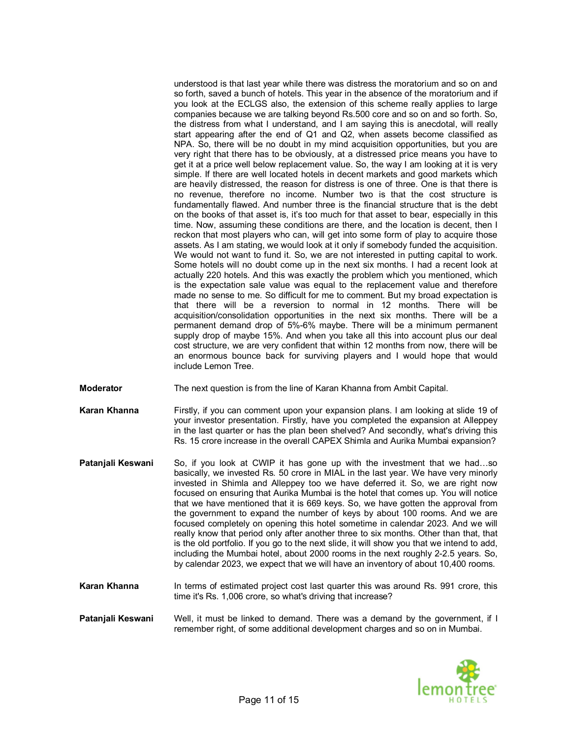understood is that last year while there was distress the moratorium and so on and so forth, saved a bunch of hotels. This year in the absence of the moratorium and if you look at the ECLGS also, the extension of this scheme really applies to large companies because we are talking beyond Rs.500 core and so on and so forth. So, the distress from what I understand, and I am saying this is anecdotal, will really start appearing after the end of Q1 and Q2, when assets become classified as NPA. So, there will be no doubt in my mind acquisition opportunities, but you are very right that there has to be obviously, at a distressed price means you have to get it at a price well below replacement value. So, the way I am looking at it is very simple. If there are well located hotels in decent markets and good markets which are heavily distressed, the reason for distress is one of three. One is that there is no revenue, therefore no income. Number two is that the cost structure is fundamentally flawed. And number three is the financial structure that is the debt on the books of that asset is, it's too much for that asset to bear, especially in this time. Now, assuming these conditions are there, and the location is decent, then I reckon that most players who can, will get into some form of play to acquire those assets. As I am stating, we would look at it only if somebody funded the acquisition. We would not want to fund it. So, we are not interested in putting capital to work. Some hotels will no doubt come up in the next six months. I had a recent look at actually 220 hotels. And this was exactly the problem which you mentioned, which is the expectation sale value was equal to the replacement value and therefore made no sense to me. So difficult for me to comment. But my broad expectation is that there will be a reversion to normal in 12 months. There will be acquisition/consolidation opportunities in the next six months. There will be a permanent demand drop of 5%-6% maybe. There will be a minimum permanent supply drop of maybe 15%. And when you take all this into account plus our deal cost structure, we are very confident that within 12 months from now, there will be an enormous bounce back for surviving players and I would hope that would include Lemon Tree.

**Moderator** The next question is from the line of Karan Khanna from Ambit Capital.

**Karan Khanna** Firstly, if you can comment upon your expansion plans. I am looking at slide 19 of your investor presentation. Firstly, have you completed the expansion at Alleppey in the last quarter or has the plan been shelved? And secondly, what's driving this Rs. 15 crore increase in the overall CAPEX Shimla and Aurika Mumbai expansion?

**Patanjali Keswani** So, if you look at CWIP it has gone up with the investment that we had…so basically, we invested Rs. 50 crore in MIAL in the last year. We have very minorly invested in Shimla and Alleppey too we have deferred it. So, we are right now focused on ensuring that Aurika Mumbai is the hotel that comes up. You will notice that we have mentioned that it is 669 keys. So, we have gotten the approval from the government to expand the number of keys by about 100 rooms. And we are focused completely on opening this hotel sometime in calendar 2023. And we will really know that period only after another three to six months. Other than that, that is the old portfolio. If you go to the next slide, it will show you that we intend to add, including the Mumbai hotel, about 2000 rooms in the next roughly 2-2.5 years. So, by calendar 2023, we expect that we will have an inventory of about 10,400 rooms.

**Karan Khanna** In terms of estimated project cost last quarter this was around Rs. 991 crore, this time it's Rs. 1,006 crore, so what's driving that increase?

**Patanjali Keswani** Well, it must be linked to demand. There was a demand by the government, if I remember right, of some additional development charges and so on in Mumbai.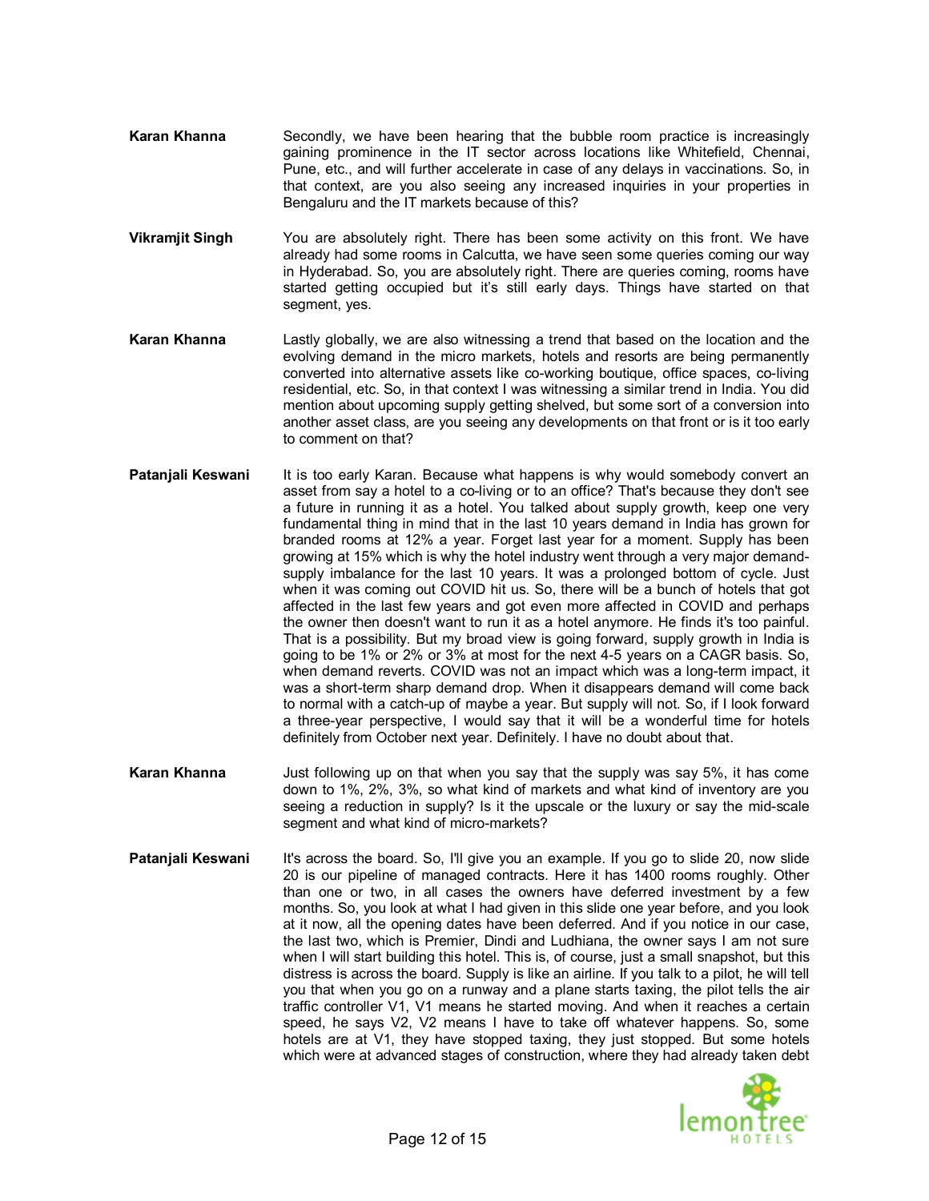**Karan Khanna** Secondly, we have been hearing that the bubble room practice is increasingly gaining prominence in the IT sector across locations like Whitefield, Chennai, Pune, etc., and will further accelerate in case of any delays in vaccinations. So, in that context, are you also seeing any increased inquiries in your properties in Bengaluru and the IT markets because of this?

**Vikramjit Singh** You are absolutely right. There has been some activity on this front. We have already had some rooms in Calcutta, we have seen some queries coming our way in Hyderabad. So, you are absolutely right. There are queries coming, rooms have started getting occupied but it's still early days. Things have started on that segment, yes.

**Karan Khanna** Lastly globally, we are also witnessing a trend that based on the location and the evolving demand in the micro markets, hotels and resorts are being permanently converted into alternative assets like co-working boutique, office spaces, co-living residential, etc. So, in that context I was witnessing a similar trend in India. You did mention about upcoming supply getting shelved, but some sort of a conversion into another asset class, are you seeing any developments on that front or is it too early to comment on that?

**Patanjali Keswani** It is too early Karan. Because what happens is why would somebody convert an asset from say a hotel to a co-living or to an office? That's because they don't see a future in running it as a hotel. You talked about supply growth, keep one very fundamental thing in mind that in the last 10 years demand in India has grown for branded rooms at 12% a year. Forget last year for a moment. Supply has been growing at 15% which is why the hotel industry went through a very major demand-supply imbalance for the last 10 years. It was a prolonged bottom of cycle. Just when it was coming out COVID hit us. So, there will be a bunch of hotels that got affected in the last few years and got even more affected in COVID and perhaps the owner then doesn't want to run it as a hotel anymore. He finds it's too painful. That is a possibility. But my broad view is going forward, supply growth in India is going to be 1% or 2% or 3% at most for the next 4-5 years on a CAGR basis. So, when demand reverts. COVID was not an impact which was a long-term impact, it was a short-term sharp demand drop. When it disappears demand will come back to normal with a catch-up of maybe a year. But supply will not. So, if I look forward a three-year perspective, I would say that it will be a wonderful time for hotels definitely from October next year. Definitely. I have no doubt about that.

**Karan Khanna** Just following up on that when you say that the supply was say 5%, it has come down to 1%, 2%, 3%, so what kind of markets and what kind of inventory are you seeing a reduction in supply? Is it the upscale or the luxury or say the mid-scale segment and what kind of micro-markets?

**Patanjali Keswani** It's across the board. So, I'll give you an example. If you go to slide 20, now slide 20 is our pipeline of managed contracts. Here it has 1400 rooms roughly. Other than one or two, in all cases the owners have deferred investment by a few months. So, you look at what I had given in this slide one year before, and you look at it now, all the opening dates have been deferred. And if you notice in our case, the last two, which is Premier, Dindi and Ludhiana, the owner says I am not sure when I will start building this hotel. This is, of course, just a small snapshot, but this distress is across the board. Supply is like an airline. If you talk to a pilot, he will tell you that when you go on a runway and a plane starts taxing, the pilot tells the air traffic controller V1, V1 means he started moving. And when it reaches a certain speed, he says V2, V2 means I have to take off whatever happens. So, some hotels are at V1, they have stopped taxing, they just stopped. But some hotels which were at advanced stages of construction, where they had already taken debt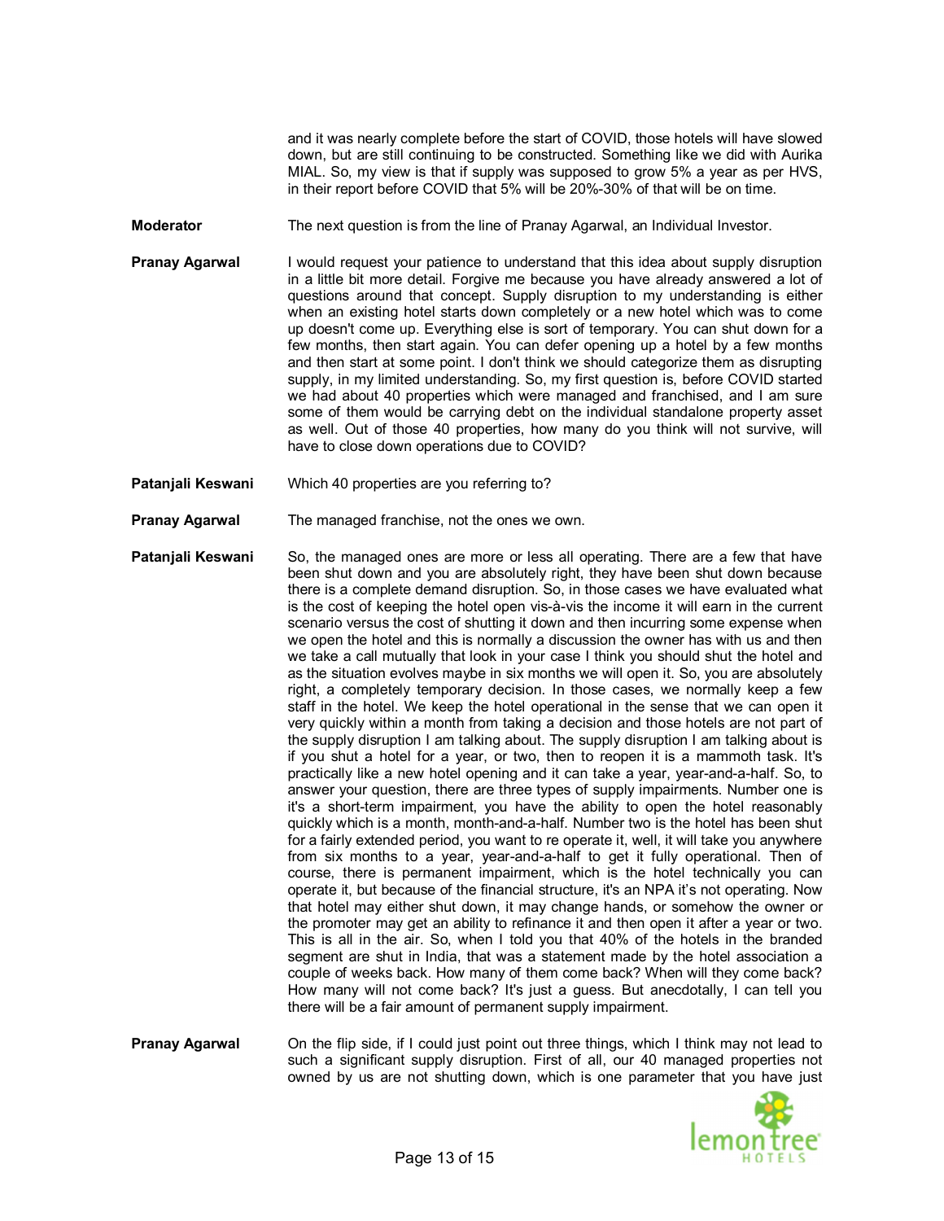and it was nearly complete before the start of COVID, those hotels will have slowed down, but are still continuing to be constructed. Something like we did with Aurika MIAL. So, my view is that if supply was supposed to grow 5% a year as per HVS, in their report before COVID that 5% will be 20%-30% of that will be on time.

**Moderator** The next question is from the line of Pranay Agarwal, an Individual Investor.

**Pranay Agarwal** I would request your patience to understand that this idea about supply disruption in a little bit more detail. Forgive me because you have already answered a lot of questions around that concept. Supply disruption to my understanding is either when an existing hotel starts down completely or a new hotel which was to come up doesn't come up. Everything else is sort of temporary. You can shut down for a few months, then start again. You can defer opening up a hotel by a few months and then start at some point. I don't think we should categorize them as disrupting supply, in my limited understanding. So, my first question is, before COVID started we had about 40 properties which were managed and franchised, and I am sure some of them would be carrying debt on the individual standalone property asset as well. Out of those 40 properties, how many do you think will not survive, will have to close down operations due to COVID?

**Patanjali Keswani** Which 40 properties are you referring to?

**Pranay Agarwal** The managed franchise, not the ones we own.

**Patanjali Keswani** So, the managed ones are more or less all operating. There are a few that have been shut down and you are absolutely right, they have been shut down because there is a complete demand disruption. So, in those cases we have evaluated what is the cost of keeping the hotel open vis-à-vis the income it will earn in the current scenario versus the cost of shutting it down and then incurring some expense when we open the hotel and this is normally a discussion the owner has with us and then we take a call mutually that look in your case I think you should shut the hotel and as the situation evolves maybe in six months we will open it. So, you are absolutely right, a completely temporary decision. In those cases, we normally keep a few staff in the hotel. We keep the hotel operational in the sense that we can open it very quickly within a month from taking a decision and those hotels are not part of the supply disruption I am talking about. The supply disruption I am talking about is if you shut a hotel for a year, or two, then to reopen it is a mammoth task. It's practically like a new hotel opening and it can take a year, year-and-a-half. So, to answer your question, there are three types of supply impairments. Number one is it's a short-term impairment, you have the ability to open the hotel reasonably quickly which is a month, month-and-a-half. Number two is the hotel has been shut for a fairly extended period, you want to re operate it, well, it will take you anywhere from six months to a year, year-and-a-half to get it fully operational. Then of course, there is permanent impairment, which is the hotel technically you can operate it, but because of the financial structure, it's an NPA it's not operating. Now that hotel may either shut down, it may change hands, or somehow the owner or the promoter may get an ability to refinance it and then open it after a year or two. This is all in the air. So, when I told you that 40% of the hotels in the branded segment are shut in India, that was a statement made by the hotel association a couple of weeks back. How many of them come back? When will they come back? How many will not come back? It's just a guess. But anecdotally, I can tell you there will be a fair amount of permanent supply impairment.

**Pranay Agarwal** On the flip side, if I could just point out three things, which I think may not lead to such a significant supply disruption. First of all, our 40 managed properties not owned by us are not shutting down, which is one parameter that you have just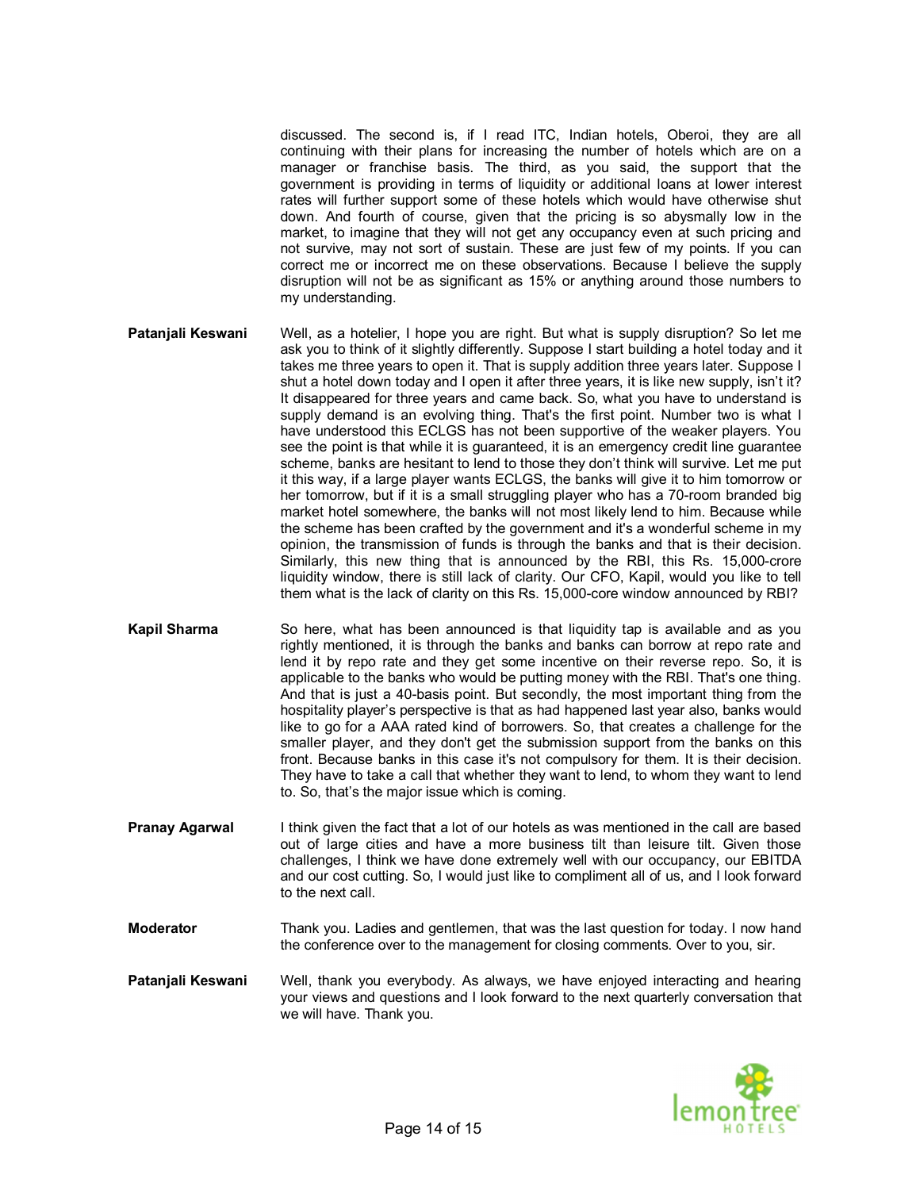discussed. The second is, if I read ITC, Indian hotels, Oberoi, they are all continuing with their plans for increasing the number of hotels which are on a manager or franchise basis. The third, as you said, the support that the government is providing in terms of liquidity or additional loans at lower interest rates will further support some of these hotels which would have otherwise shut down. And fourth of course, given that the pricing is so abysmally low in the market, to imagine that they will not get any occupancy even at such pricing and not survive, may not sort of sustain. These are just few of my points. If you can correct me or incorrect me on these observations. Because I believe the supply disruption will not be as significant as 15% or anything around those numbers to my understanding.

**Patanjali Keswani** Well, as a hotelier, I hope you are right. But what is supply disruption? So let me ask you to think of it slightly differently. Suppose I start building a hotel today and it takes me three years to open it. That is supply addition three years later. Suppose I shut a hotel down today and I open it after three years, it is like new supply, isn't it? It disappeared for three years and came back. So, what you have to understand is supply demand is an evolving thing. That's the first point. Number two is what I have understood this ECLGS has not been supportive of the weaker players. You see the point is that while it is guaranteed, it is an emergency credit line guarantee scheme, banks are hesitant to lend to those they don't think will survive. Let me put it this way, if a large player wants ECLGS, the banks will give it to him tomorrow or her tomorrow, but if it is a small struggling player who has a 70-room branded big market hotel somewhere, the banks will not most likely lend to him. Because while the scheme has been crafted by the government and it's a wonderful scheme in my opinion, the transmission of funds is through the banks and that is their decision. Similarly, this new thing that is announced by the RBI, this Rs. 15,000-crore liquidity window, there is still lack of clarity. Our CFO, Kapil, would you like to tell them what is the lack of clarity on this Rs. 15,000-core window announced by RBI?

**Kapil Sharma** So here, what has been announced is that liquidity tap is available and as you rightly mentioned, it is through the banks and banks can borrow at repo rate and lend it by repo rate and they get some incentive on their reverse repo. So, it is applicable to the banks who would be putting money with the RBI. That's one thing. And that is just a 40-basis point. But secondly, the most important thing from the hospitality player's perspective is that as had happened last year also, banks would like to go for a AAA rated kind of borrowers. So, that creates a challenge for the smaller player, and they don't get the submission support from the banks on this front. Because banks in this case it's not compulsory for them. It is their decision. They have to take a call that whether they want to lend, to whom they want to lend to. So, that's the major issue which is coming.

**Pranay Agarwal** I think given the fact that a lot of our hotels as was mentioned in the call are based out of large cities and have a more business tilt than leisure tilt. Given those challenges, I think we have done extremely well with our occupancy, our EBITDA and our cost cutting. So, I would just like to compliment all of us, and I look forward to the next call.

**Moderator** Thank you. Ladies and gentlemen, that was the last question for today. I now hand the conference over to the management for closing comments. Over to you, sir.

**Patanjali Keswani** Well, thank you everybody. As always, we have enjoyed interacting and hearing your views and questions and I look forward to the next quarterly conversation that we will have. Thank you.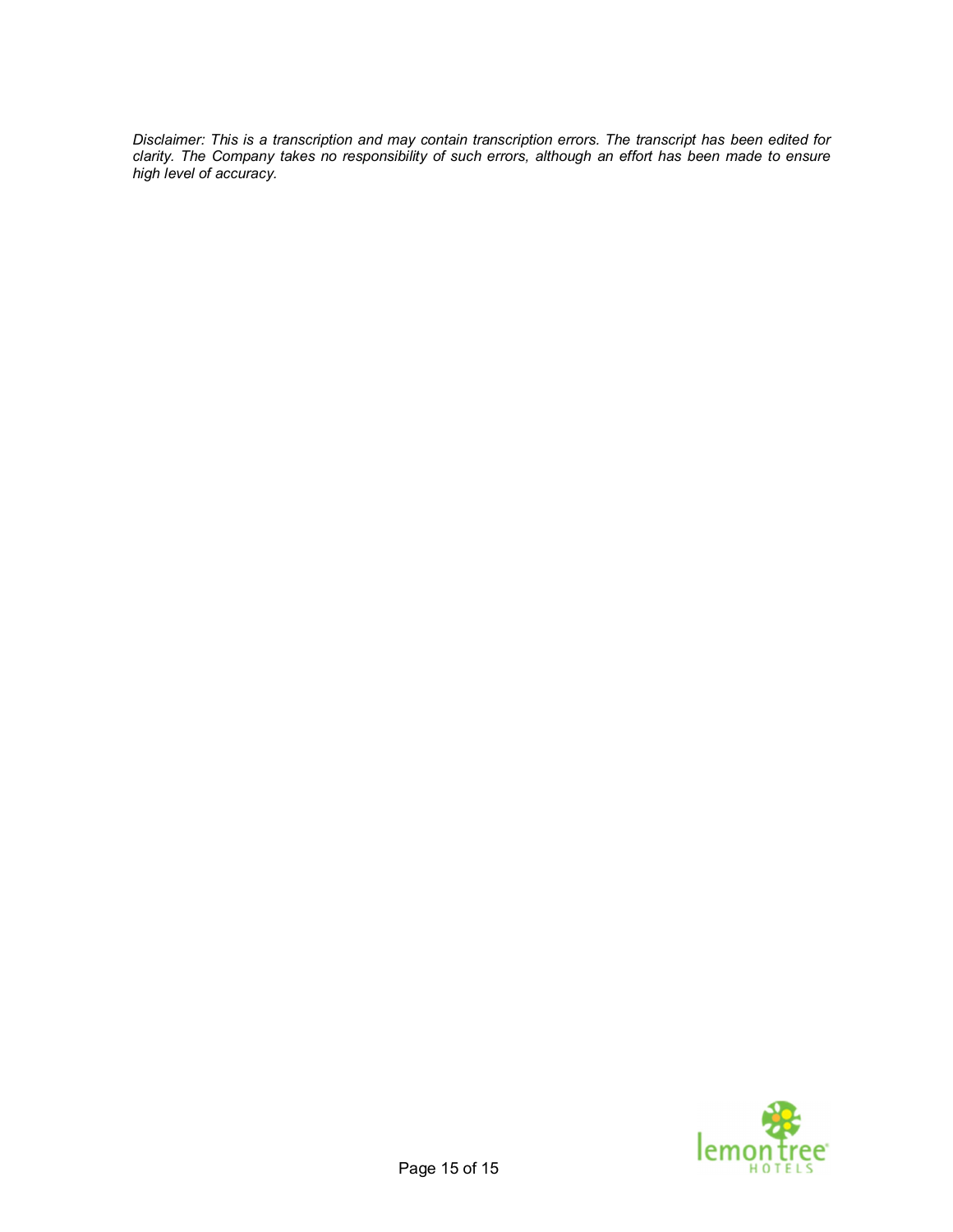*Disclaimer: This is a transcription and may contain transcription errors. The transcript has been edited for clarity. The Company takes no responsibility of such errors, although an effort has been made to ensure high level of accuracy.*